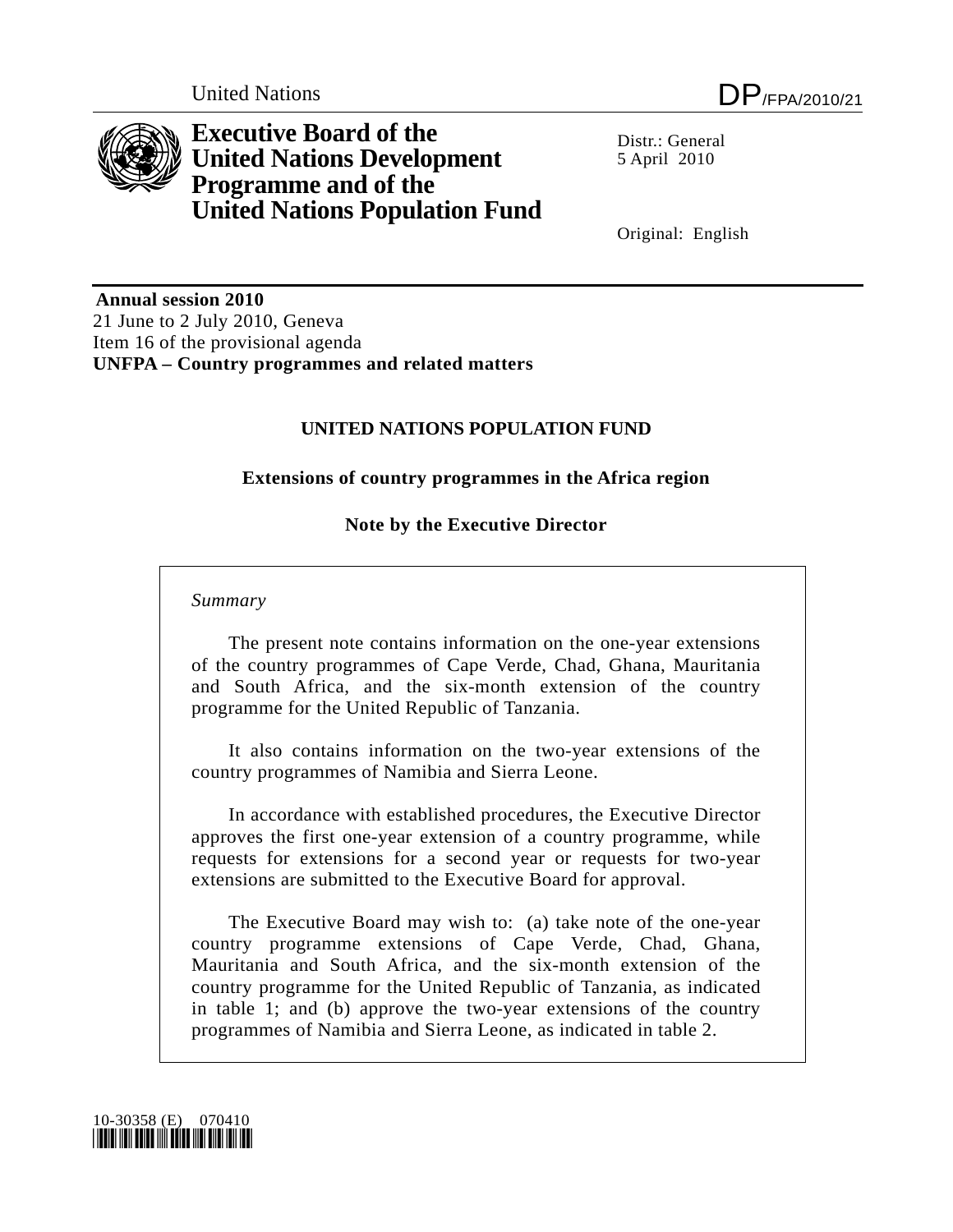United Nations DP/FPA/2010/21

**Executive Board of the United Nations Development Programme and of the United Nations Population Fund**

Distr.: General
5 April 2010

Original: English

**Annual session 2010**
21 June to 2 July 2010, Geneva
Item 16 of the provisional agenda
**UNFPA – Country programmes and related matters**

## UNITED NATIONS POPULATION FUND

### Extensions of country programmes in the Africa region

### Note by the Executive Director

*Summary*

The present note contains information on the one-year extensions of the country programmes of Cape Verde, Chad, Ghana, Mauritania and South Africa, and the six-month extension of the country programme for the United Republic of Tanzania.

It also contains information on the two-year extensions of the country programmes of Namibia and Sierra Leone.

In accordance with established procedures, the Executive Director approves the first one-year extension of a country programme, while requests for extensions for a second year or requests for two-year extensions are submitted to the Executive Board for approval.

The Executive Board may wish to: (a) take note of the one-year country programme extensions of Cape Verde, Chad, Ghana, Mauritania and South Africa, and the six-month extension of the country programme for the United Republic of Tanzania, as indicated in table 1; and (b) approve the two-year extensions of the country programmes of Namibia and Sierra Leone, as indicated in table 2.

10-30358 (E) 070410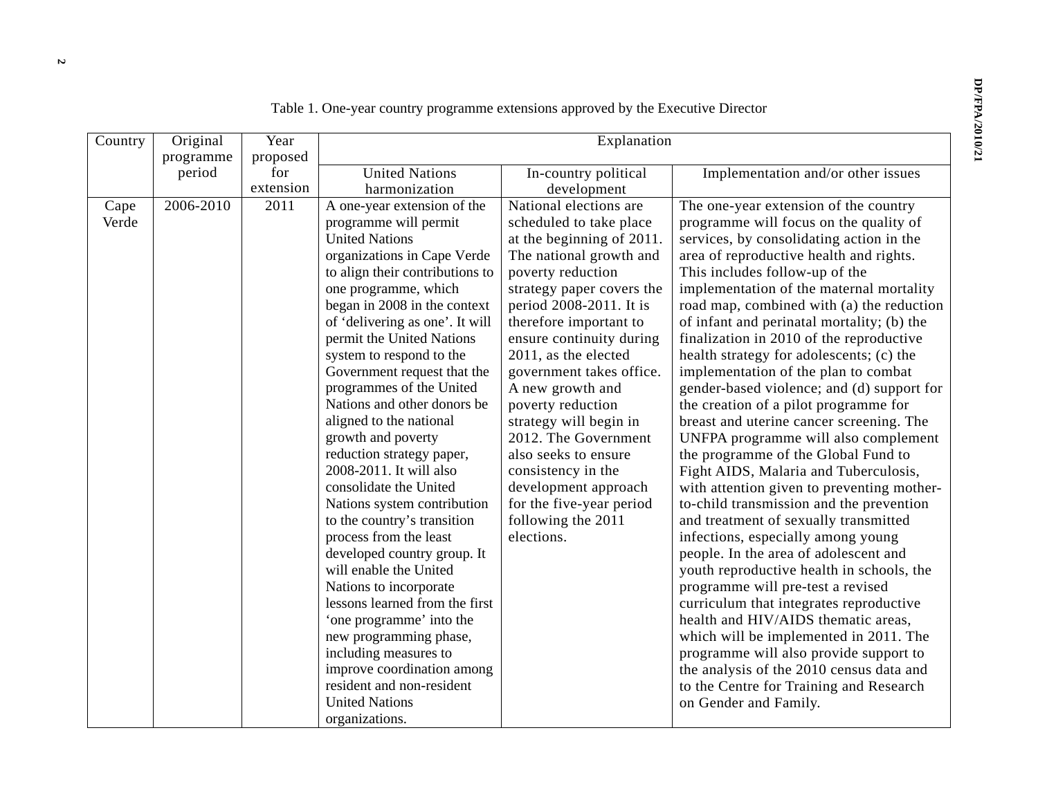Table 1. One-year country programme extensions approved by the Executive Director

| Country | Original programme period | Year proposed for extension | Explanation | | |
|---|---|---|---|---|---|
| | | | United Nations harmonization | In-country political development | Implementation and/or other issues |
| Cape Verde | 2006-2010 | 2011 | A one-year extension of the programme will permit United Nations organizations in Cape Verde to align their contributions to one programme, which began in 2008 in the context of 'delivering as one'. It will permit the United Nations system to respond to the Government request that the programmes of the United Nations and other donors be aligned to the national growth and poverty reduction strategy paper, 2008-2011. It will also consolidate the United Nations system contribution to the country's transition process from the least developed country group. It will enable the United Nations to incorporate lessons learned from the first 'one programme' into the new programming phase, including measures to improve coordination among resident and non-resident United Nations organizations. | National elections are scheduled to take place at the beginning of 2011. The national growth and poverty reduction strategy paper covers the period 2008-2011. It is therefore important to ensure continuity during 2011, as the elected government takes office. A new growth and poverty reduction strategy will begin in 2012. The Government also seeks to ensure consistency in the development approach for the five-year period following the 2011 elections. | The one-year extension of the country programme will focus on the quality of services, by consolidating action in the area of reproductive health and rights. This includes follow-up of the implementation of the maternal mortality road map, combined with (a) the reduction of infant and perinatal mortality; (b) the finalization in 2010 of the reproductive health strategy for adolescents; (c) the implementation of the plan to combat gender-based violence; and (d) support for the creation of a pilot programme for breast and uterine cancer screening. The UNFPA programme will also complement the programme of the Global Fund to Fight AIDS, Malaria and Tuberculosis, with attention given to preventing mother-to-child transmission and the prevention and treatment of sexually transmitted infections, especially among young people. In the area of adolescent and youth reproductive health in schools, the programme will pre-test a revised curriculum that integrates reproductive health and HIV/AIDS thematic areas, which will be implemented in 2011. The programme will also provide support to the analysis of the 2010 census data and to the Centre for Training and Research on Gender and Family. |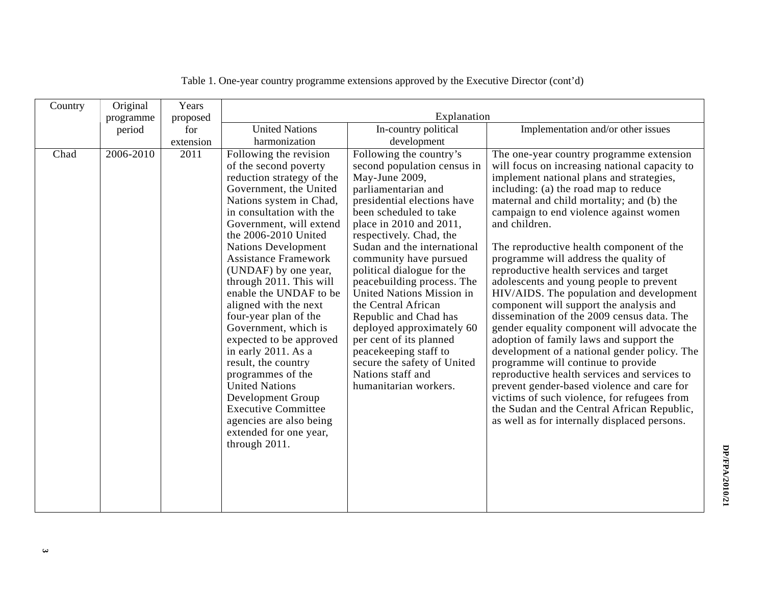Table 1. One-year country programme extensions approved by the Executive Director (cont'd)

| Country | Original programme period | Years proposed for extension | Explanation | | |
|---|---|---|---|---|---|
| | | | United Nations harmonization | In-country political development | Implementation and/or other issues |
| Chad | 2006-2010 | 2011 | Following the revision of the second poverty reduction strategy of the Government, the United Nations system in Chad, in consultation with the Government, will extend the 2006-2010 United Nations Development Assistance Framework (UNDAF) by one year, through 2011. This will enable the UNDAF to be aligned with the next four-year plan of the Government, which is expected to be approved in early 2011. As a result, the country programmes of the United Nations Development Group Executive Committee agencies are also being extended for one year, through 2011. | Following the country's second population census in May-June 2009, parliamentarian and presidential elections have been scheduled to take place in 2010 and 2011, respectively. Chad, the Sudan and the international community have pursued political dialogue for the peacebuilding process. The United Nations Mission in the Central African Republic and Chad has deployed approximately 60 per cent of its planned peacekeeping staff to secure the safety of United Nations staff and humanitarian workers. | The one-year country programme extension will focus on increasing national capacity to implement national plans and strategies, including: (a) the road map to reduce maternal and child mortality; and (b) the campaign to end violence against women and children.<br><br>The reproductive health component of the programme will address the quality of reproductive health services and target adolescents and young people to prevent HIV/AIDS. The population and development component will support the analysis and dissemination of the 2009 census data. The gender equality component will advocate the adoption of family laws and support the development of a national gender policy. The programme will continue to provide reproductive health services and services to prevent gender-based violence and care for victims of such violence, for refugees from the Sudan and the Central African Republic, as well as for internally displaced persons. |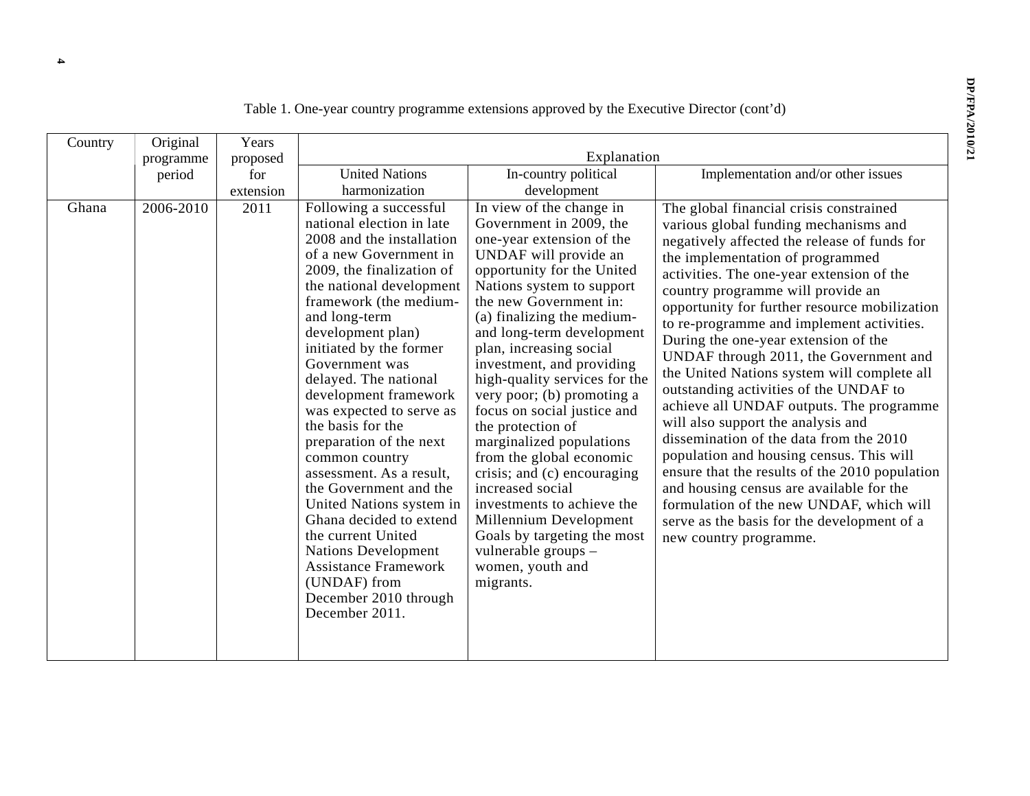Table 1. One-year country programme extensions approved by the Executive Director (cont'd)

| Country | Original programme period | Years proposed for extension | Explanation | | |
|---|---|---|---|---|---|
| | | | United Nations harmonization | In-country political development | Implementation and/or other issues |
| Ghana | 2006-2010 | 2011 | Following a successful national election in late 2008 and the installation of a new Government in 2009, the finalization of the national development framework (the medium- and long-term development plan) initiated by the former Government was delayed. The national development framework was expected to serve as the basis for the preparation of the next common country assessment. As a result, the Government and the United Nations system in Ghana decided to extend the current United Nations Development Assistance Framework (UNDAF) from December 2010 through December 2011. | In view of the change in Government in 2009, the one-year extension of the UNDAF will provide an opportunity for the United Nations system to support the new Government in: (a) finalizing the medium- and long-term development plan, increasing social investment, and providing high-quality services for the very poor; (b) promoting a focus on social justice and the protection of marginalized populations from the global economic crisis; and (c) encouraging increased social investments to achieve the Millennium Development Goals by targeting the most vulnerable groups – women, youth and migrants. | The global financial crisis constrained various global funding mechanisms and negatively affected the release of funds for the implementation of programmed activities. The one-year extension of the country programme will provide an opportunity for further resource mobilization to re-programme and implement activities. During the one-year extension of the UNDAF through 2011, the Government and the United Nations system will complete all outstanding activities of the UNDAF to achieve all UNDAF outputs. The programme will also support the analysis and dissemination of the data from the 2010 population and housing census. This will ensure that the results of the 2010 population and housing census are available for the formulation of the new UNDAF, which will serve as the basis for the development of a new country programme. |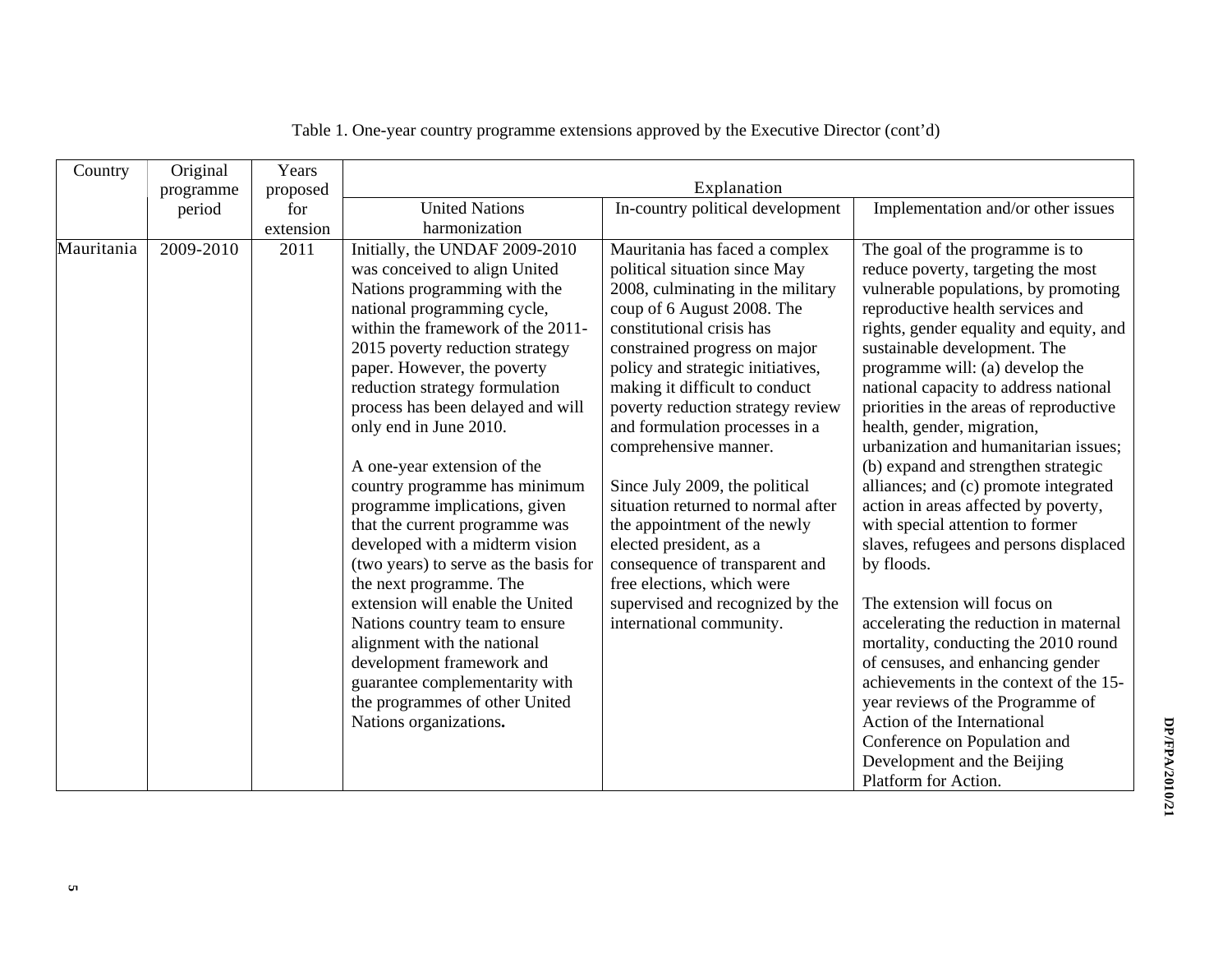Table 1. One-year country programme extensions approved by the Executive Director (cont'd)

| Country | Original programme period | Years proposed for extension | Explanation | | |
|---|---|---|---|---|---|
| | | | United Nations harmonization | In-country political development | Implementation and/or other issues |
| Mauritania | 2009-2010 | 2011 | Initially, the UNDAF 2009-2010 was conceived to align United Nations programming with the national programming cycle, within the framework of the 2011-2015 poverty reduction strategy paper. However, the poverty reduction strategy formulation process has been delayed and will only end in June 2010.<br><br>A one-year extension of the country programme has minimum programme implications, given that the current programme was developed with a midterm vision (two years) to serve as the basis for the next programme. The extension will enable the United Nations country team to ensure alignment with the national development framework and guarantee complementarity with the programmes of other United Nations organizations**.** | Mauritania has faced a complex political situation since May 2008, culminating in the military coup of 6 August 2008. The constitutional crisis has constrained progress on major policy and strategic initiatives, making it difficult to conduct poverty reduction strategy review and formulation processes in a comprehensive manner.<br><br>Since July 2009, the political situation returned to normal after the appointment of the newly elected president, as a consequence of transparent and free elections, which were supervised and recognized by the international community. | The goal of the programme is to reduce poverty, targeting the most vulnerable populations, by promoting reproductive health services and rights, gender equality and equity, and sustainable development. The programme will: (a) develop the national capacity to address national priorities in the areas of reproductive health, gender, migration, urbanization and humanitarian issues; (b) expand and strengthen strategic alliances; and (c) promote integrated action in areas affected by poverty, with special attention to former slaves, refugees and persons displaced by floods.<br><br>The extension will focus on accelerating the reduction in maternal mortality, conducting the 2010 round of censuses, and enhancing gender achievements in the context of the 15-year reviews of the Programme of Action of the International Conference on Population and Development and the Beijing Platform for Action. |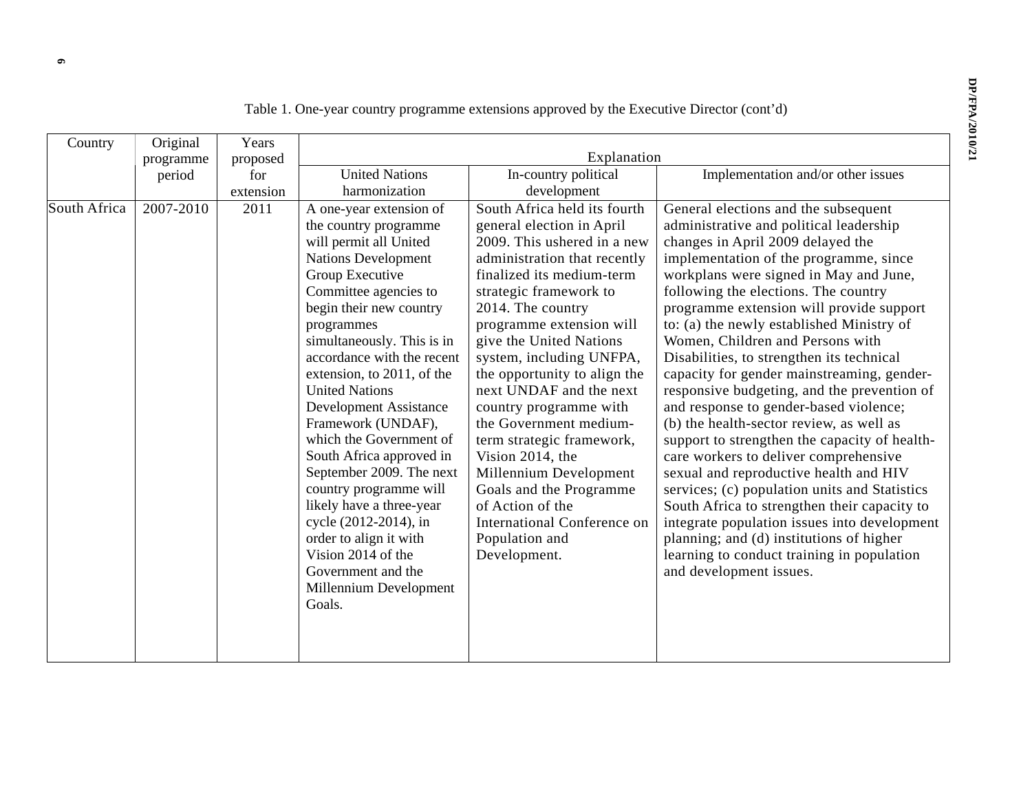Table 1. One-year country programme extensions approved by the Executive Director (cont'd)

| Country | Original programme period | Years proposed for extension | Explanation | | |
|---|---|---|---|---|---|
| | | | United Nations harmonization | In-country political development | Implementation and/or other issues |
| South Africa | 2007-2010 | 2011 | A one-year extension of the country programme will permit all United Nations Development Group Executive Committee agencies to begin their new country programmes simultaneously. This is in accordance with the recent extension, to 2011, of the United Nations Development Assistance Framework (UNDAF), which the Government of South Africa approved in September 2009. The next country programme will likely have a three-year cycle (2012-2014), in order to align it with Vision 2014 of the Government and the Millennium Development Goals. | South Africa held its fourth general election in April 2009. This ushered in a new administration that recently finalized its medium-term strategic framework to 2014. The country programme extension will give the United Nations system, including UNFPA, the opportunity to align the next UNDAF and the next country programme with the Government medium-term strategic framework, Vision 2014, the Millennium Development Goals and the Programme of Action of the International Conference on Population and Development. | General elections and the subsequent administrative and political leadership changes in April 2009 delayed the implementation of the programme, since workplans were signed in May and June, following the elections. The country programme extension will provide support to: (a) the newly established Ministry of Women, Children and Persons with Disabilities, to strengthen its technical capacity for gender mainstreaming, gender-responsive budgeting, and the prevention of and response to gender-based violence; (b) the health-sector review, as well as support to strengthen the capacity of health-care workers to deliver comprehensive sexual and reproductive health and HIV services; (c) population units and Statistics South Africa to strengthen their capacity to integrate population issues into development planning; and (d) institutions of higher learning to conduct training in population and development issues. |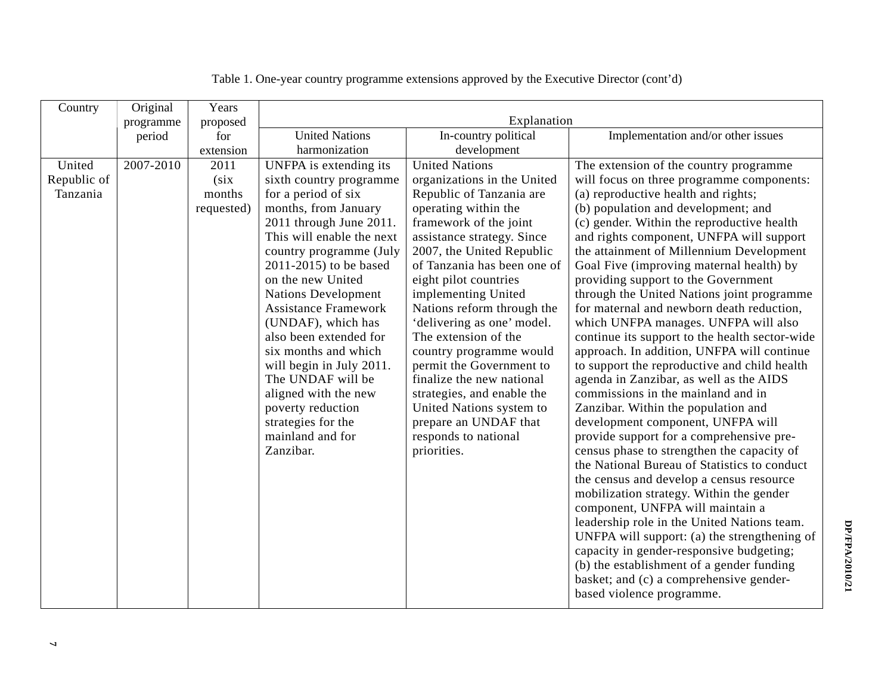Table 1. One-year country programme extensions approved by the Executive Director (cont'd)

| Country | Original programme period | Years proposed for extension | Explanation | | |
|---|---|---|---|---|---|
| | | | United Nations harmonization | In-country political development | Implementation and/or other issues |
| United Republic of Tanzania | 2007-2010 | 2011 (six months requested) | UNFPA is extending its sixth country programme for a period of six months, from January 2011 through June 2011. This will enable the next country programme (July 2011-2015) to be based on the new United Nations Development Assistance Framework (UNDAF), which has also been extended for six months and which will begin in July 2011. The UNDAF will be aligned with the new poverty reduction strategies for the mainland and for Zanzibar. | United Nations organizations in the United Republic of Tanzania are operating within the framework of the joint assistance strategy. Since 2007, the United Republic of Tanzania has been one of eight pilot countries implementing United Nations reform through the 'delivering as one' model. The extension of the country programme would permit the Government to finalize the new national strategies, and enable the United Nations system to prepare an UNDAF that responds to national priorities. | The extension of the country programme will focus on three programme components: (a) reproductive health and rights; (b) population and development; and (c) gender. Within the reproductive health and rights component, UNFPA will support the attainment of Millennium Development Goal Five (improving maternal health) by providing support to the Government through the United Nations joint programme for maternal and newborn death reduction, which UNFPA manages. UNFPA will also continue its support to the health sector-wide approach. In addition, UNFPA will continue to support the reproductive and child health agenda in Zanzibar, as well as the AIDS commissions in the mainland and in Zanzibar. Within the population and development component, UNFPA will provide support for a comprehensive pre-census phase to strengthen the capacity of the National Bureau of Statistics to conduct the census and develop a census resource mobilization strategy. Within the gender component, UNFPA will maintain a leadership role in the United Nations team. UNFPA will support: (a) the strengthening of capacity in gender-responsive budgeting; (b) the establishment of a gender funding basket; and (c) a comprehensive gender-based violence programme. |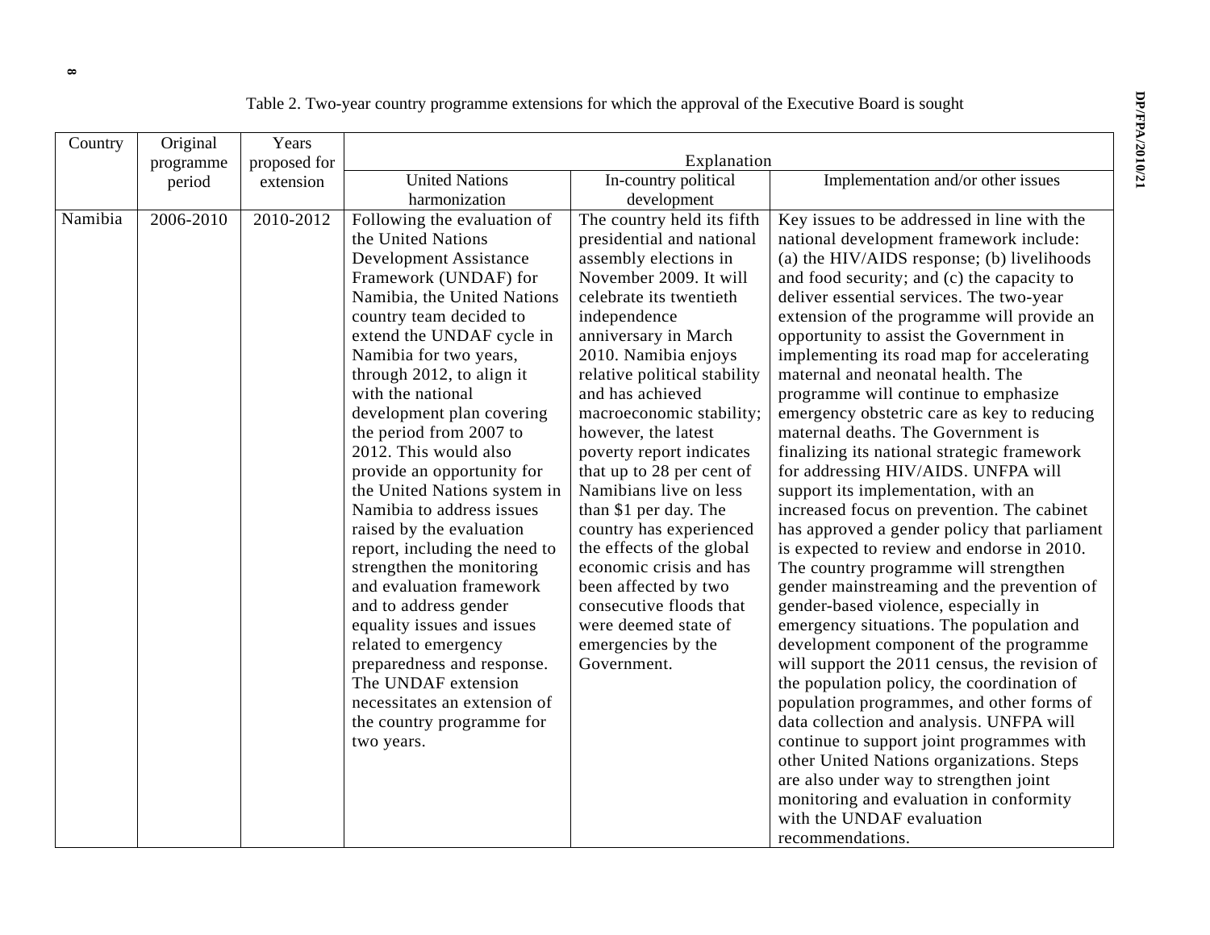Table 2. Two-year country programme extensions for which the approval of the Executive Board is sought

| Country | Original programme period | Years proposed for extension | Explanation | | |
|---|---|---|---|---|---|
| | | | United Nations harmonization | In-country political development | Implementation and/or other issues |
| Namibia | 2006-2010 | 2010-2012 | Following the evaluation of the United Nations Development Assistance Framework (UNDAF) for Namibia, the United Nations country team decided to extend the UNDAF cycle in Namibia for two years, through 2012, to align it with the national development plan covering the period from 2007 to 2012. This would also provide an opportunity for the United Nations system in Namibia to address issues raised by the evaluation report, including the need to strengthen the monitoring and evaluation framework and to address gender equality issues and issues related to emergency preparedness and response. The UNDAF extension necessitates an extension of the country programme for two years. | The country held its fifth presidential and national assembly elections in November 2009. It will celebrate its twentieth independence anniversary in March 2010. Namibia enjoys relative political stability and has achieved macroeconomic stability; however, the latest poverty report indicates that up to 28 per cent of Namibians live on less than $1 per day. The country has experienced the effects of the global economic crisis and has been affected by two consecutive floods that were deemed state of emergencies by the Government. | Key issues to be addressed in line with the national development framework include: (a) the HIV/AIDS response; (b) livelihoods and food security; and (c) the capacity to deliver essential services. The two-year extension of the programme will provide an opportunity to assist the Government in implementing its road map for accelerating maternal and neonatal health. The programme will continue to emphasize emergency obstetric care as key to reducing maternal deaths. The Government is finalizing its national strategic framework for addressing HIV/AIDS. UNFPA will support its implementation, with an increased focus on prevention. The cabinet has approved a gender policy that parliament is expected to review and endorse in 2010. The country programme will strengthen gender mainstreaming and the prevention of gender-based violence, especially in emergency situations. The population and development component of the programme will support the 2011 census, the revision of the population policy, the coordination of population programmes, and other forms of data collection and analysis. UNFPA will continue to support joint programmes with other United Nations organizations. Steps are also under way to strengthen joint monitoring and evaluation in conformity with the UNDAF evaluation recommendations. |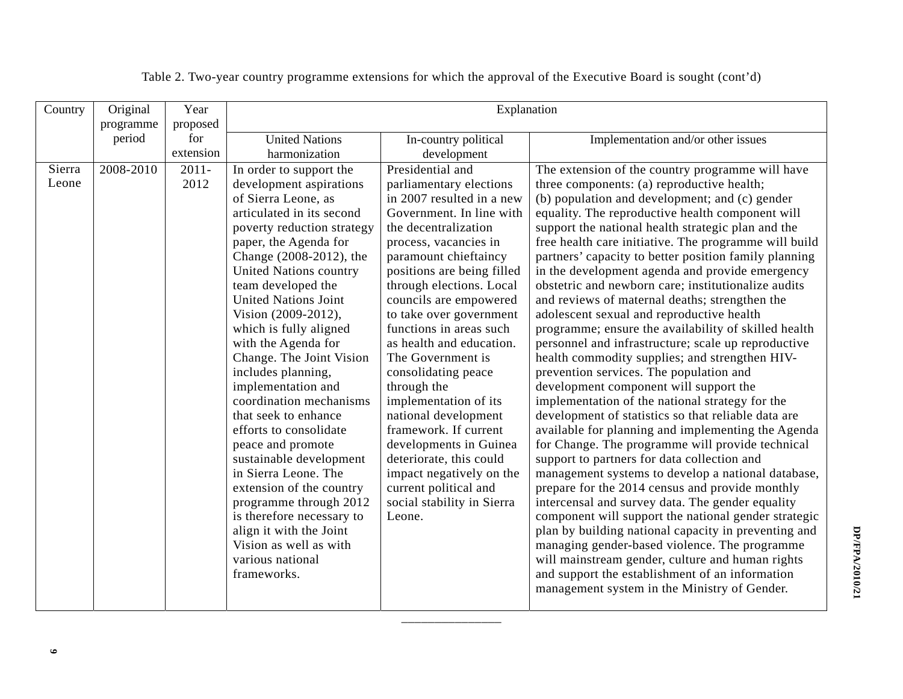Table 2. Two-year country programme extensions for which the approval of the Executive Board is sought (cont'd)

| Country | Original programme period | Year proposed for extension | Explanation | | |
|---|---|---|---|---|---|
| | | | United Nations harmonization | In-country political development | Implementation and/or other issues |
| Sierra Leone | 2008-2010 | 2011-2012 | In order to support the development aspirations of Sierra Leone, as articulated in its second poverty reduction strategy paper, the Agenda for Change (2008-2012), the United Nations country team developed the United Nations Joint Vision (2009-2012), which is fully aligned with the Agenda for Change. The Joint Vision includes planning, implementation and coordination mechanisms that seek to enhance efforts to consolidate peace and promote sustainable development in Sierra Leone. The extension of the country programme through 2012 is therefore necessary to align it with the Joint Vision as well as with various national frameworks. | Presidential and parliamentary elections in 2007 resulted in a new Government. In line with the decentralization process, vacancies in paramount chieftaincy positions are being filled through elections. Local councils are empowered to take over government functions in areas such as health and education. The Government is consolidating peace through the implementation of its national development framework. If current developments in Guinea deteriorate, this could impact negatively on the current political and social stability in Sierra Leone. | The extension of the country programme will have three components: (a) reproductive health; (b) population and development; and (c) gender equality. The reproductive health component will support the national health strategic plan and the free health care initiative. The programme will build partners' capacity to better position family planning in the development agenda and provide emergency obstetric and newborn care; institutionalize audits and reviews of maternal deaths; strengthen the adolescent sexual and reproductive health programme; ensure the availability of skilled health personnel and infrastructure; scale up reproductive health commodity supplies; and strengthen HIV-prevention services. The population and development component will support the implementation of the national strategy for the development of statistics so that reliable data are available for planning and implementing the Agenda for Change. The programme will provide technical support to partners for data collection and management systems to develop a national database, prepare for the 2014 census and provide monthly intercensal and survey data. The gender equality component will support the national gender strategic plan by building national capacity in preventing and managing gender-based violence. The programme will mainstream gender, culture and human rights and support the establishment of an information management system in the Ministry of Gender. |

_______________